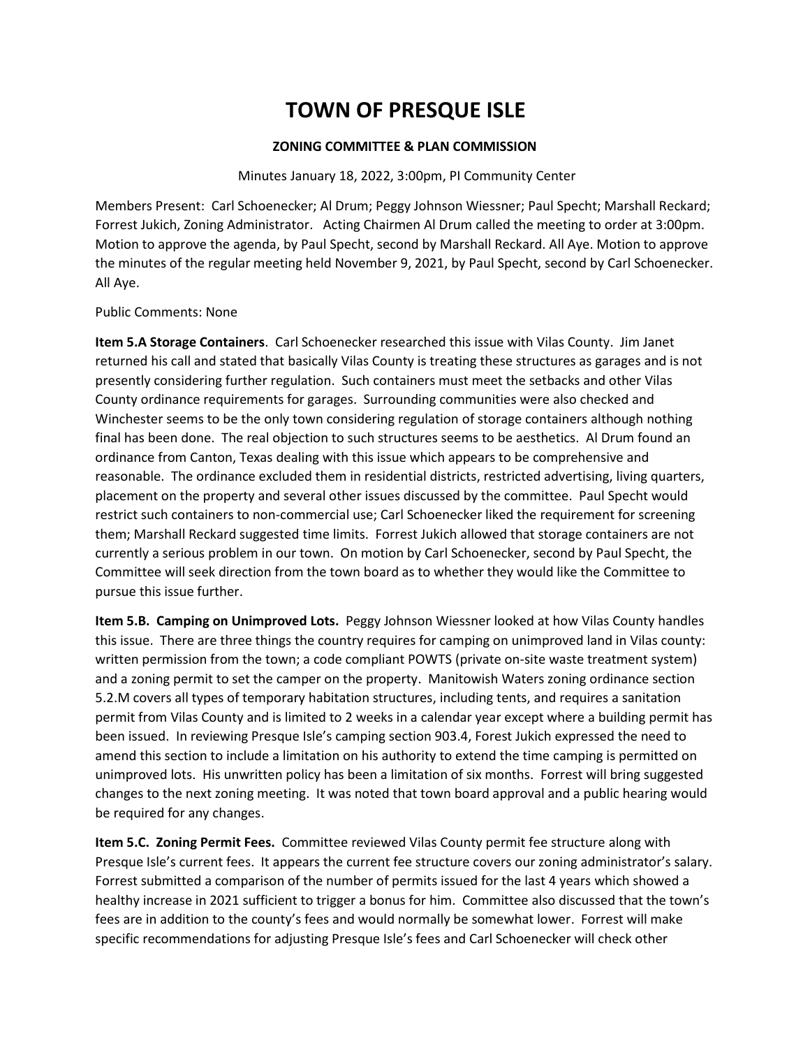# TOWN OF PRESQUE ISLE

**ZONING COMMITTEE & PLAN COMMISSION**

Minutes January 18, 2022, 3:00pm, PI Community Center

Members Present: Carl Schoenecker; Al Drum; Peggy Johnson Wiessner; Paul Specht; Marshall Reckard; Forrest Jukich, Zoning Administrator. Acting Chairmen Al Drum called the meeting to order at 3:00pm. Motion to approve the agenda, by Paul Specht, second by Marshall Reckard. All Aye. Motion to approve the minutes of the regular meeting held November 9, 2021, by Paul Specht, second by Carl Schoenecker. All Aye.

Public Comments: None

**Item 5.A Storage Containers**. Carl Schoenecker researched this issue with Vilas County. Jim Janet returned his call and stated that basically Vilas County is treating these structures as garages and is not presently considering further regulation. Such containers must meet the setbacks and other Vilas County ordinance requirements for garages. Surrounding communities were also checked and Winchester seems to be the only town considering regulation of storage containers although nothing final has been done. The real objection to such structures seems to be aesthetics. Al Drum found an ordinance from Canton, Texas dealing with this issue which appears to be comprehensive and reasonable. The ordinance excluded them in residential districts, restricted advertising, living quarters, placement on the property and several other issues discussed by the committee. Paul Specht would restrict such containers to non-commercial use; Carl Schoenecker liked the requirement for screening them; Marshall Reckard suggested time limits. Forrest Jukich allowed that storage containers are not currently a serious problem in our town. On motion by Carl Schoenecker, second by Paul Specht, the Committee will seek direction from the town board as to whether they would like the Committee to pursue this issue further.

**Item 5.B. Camping on Unimproved Lots.** Peggy Johnson Wiessner looked at how Vilas County handles this issue. There are three things the country requires for camping on unimproved land in Vilas county: written permission from the town; a code compliant POWTS (private on-site waste treatment system) and a zoning permit to set the camper on the property. Manitowish Waters zoning ordinance section 5.2.M covers all types of temporary habitation structures, including tents, and requires a sanitation permit from Vilas County and is limited to 2 weeks in a calendar year except where a building permit has been issued. In reviewing Presque Isle's camping section 903.4, Forest Jukich expressed the need to amend this section to include a limitation on his authority to extend the time camping is permitted on unimproved lots. His unwritten policy has been a limitation of six months. Forrest will bring suggested changes to the next zoning meeting. It was noted that town board approval and a public hearing would be required for any changes.

**Item 5.C. Zoning Permit Fees.** Committee reviewed Vilas County permit fee structure along with Presque Isle's current fees. It appears the current fee structure covers our zoning administrator's salary. Forrest submitted a comparison of the number of permits issued for the last 4 years which showed a healthy increase in 2021 sufficient to trigger a bonus for him. Committee also discussed that the town's fees are in addition to the county's fees and would normally be somewhat lower. Forrest will make specific recommendations for adjusting Presque Isle's fees and Carl Schoenecker will check other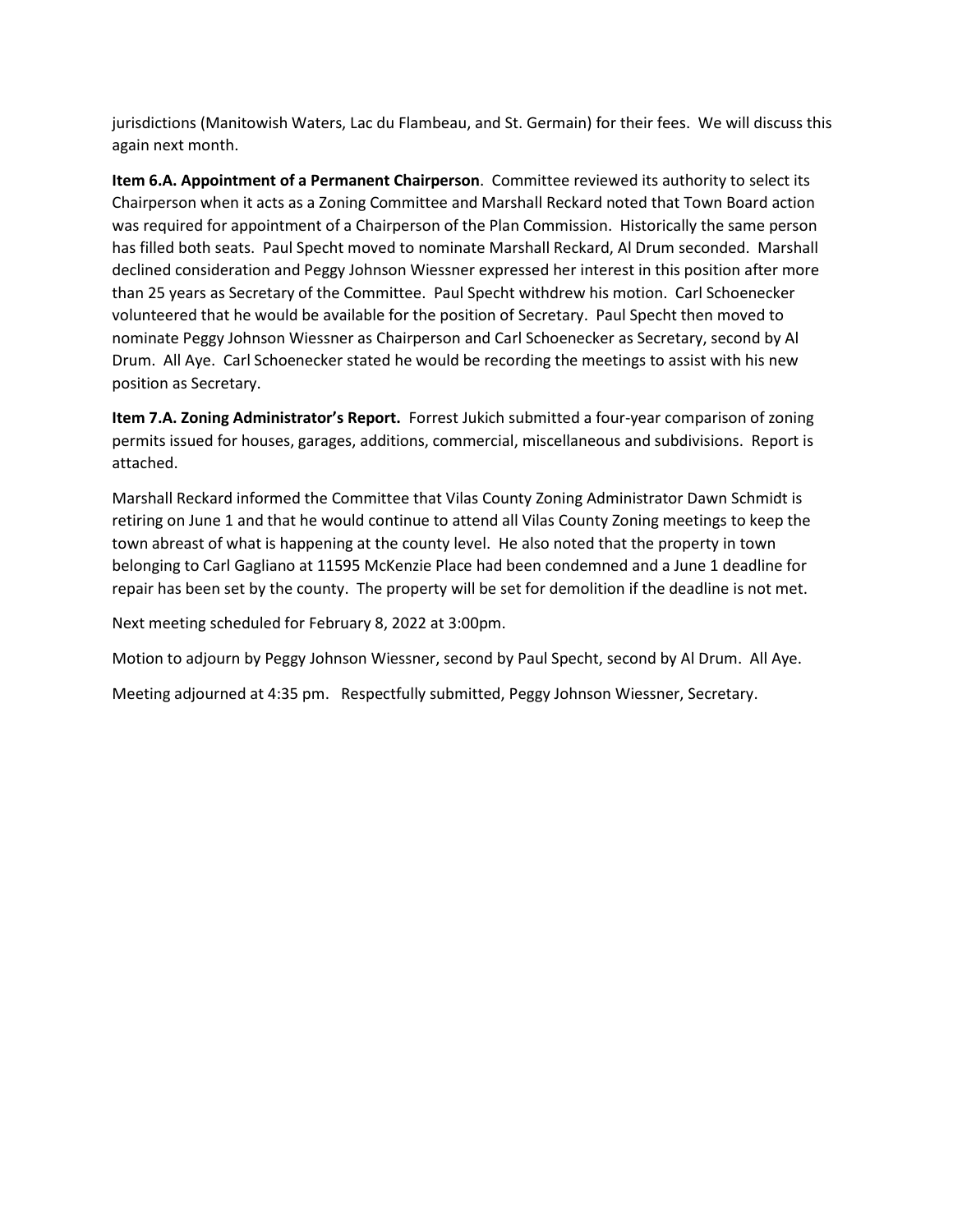jurisdictions (Manitowish Waters, Lac du Flambeau, and St. Germain) for their fees. We will discuss this again next month.

**Item 6.A. Appointment of a Permanent Chairperson**. Committee reviewed its authority to select its Chairperson when it acts as a Zoning Committee and Marshall Reckard noted that Town Board action was required for appointment of a Chairperson of the Plan Commission. Historically the same person has filled both seats. Paul Specht moved to nominate Marshall Reckard, Al Drum seconded. Marshall declined consideration and Peggy Johnson Wiessner expressed her interest in this position after more than 25 years as Secretary of the Committee. Paul Specht withdrew his motion. Carl Schoenecker volunteered that he would be available for the position of Secretary. Paul Specht then moved to nominate Peggy Johnson Wiessner as Chairperson and Carl Schoenecker as Secretary, second by Al Drum. All Aye. Carl Schoenecker stated he would be recording the meetings to assist with his new position as Secretary.

**Item 7.A. Zoning Administrator's Report.** Forrest Jukich submitted a four-year comparison of zoning permits issued for houses, garages, additions, commercial, miscellaneous and subdivisions. Report is attached.

Marshall Reckard informed the Committee that Vilas County Zoning Administrator Dawn Schmidt is retiring on June 1 and that he would continue to attend all Vilas County Zoning meetings to keep the town abreast of what is happening at the county level. He also noted that the property in town belonging to Carl Gagliano at 11595 McKenzie Place had been condemned and a June 1 deadline for repair has been set by the county. The property will be set for demolition if the deadline is not met.

Next meeting scheduled for February 8, 2022 at 3:00pm.

Motion to adjourn by Peggy Johnson Wiessner, second by Paul Specht, second by Al Drum. All Aye.

Meeting adjourned at 4:35 pm. Respectfully submitted, Peggy Johnson Wiessner, Secretary.